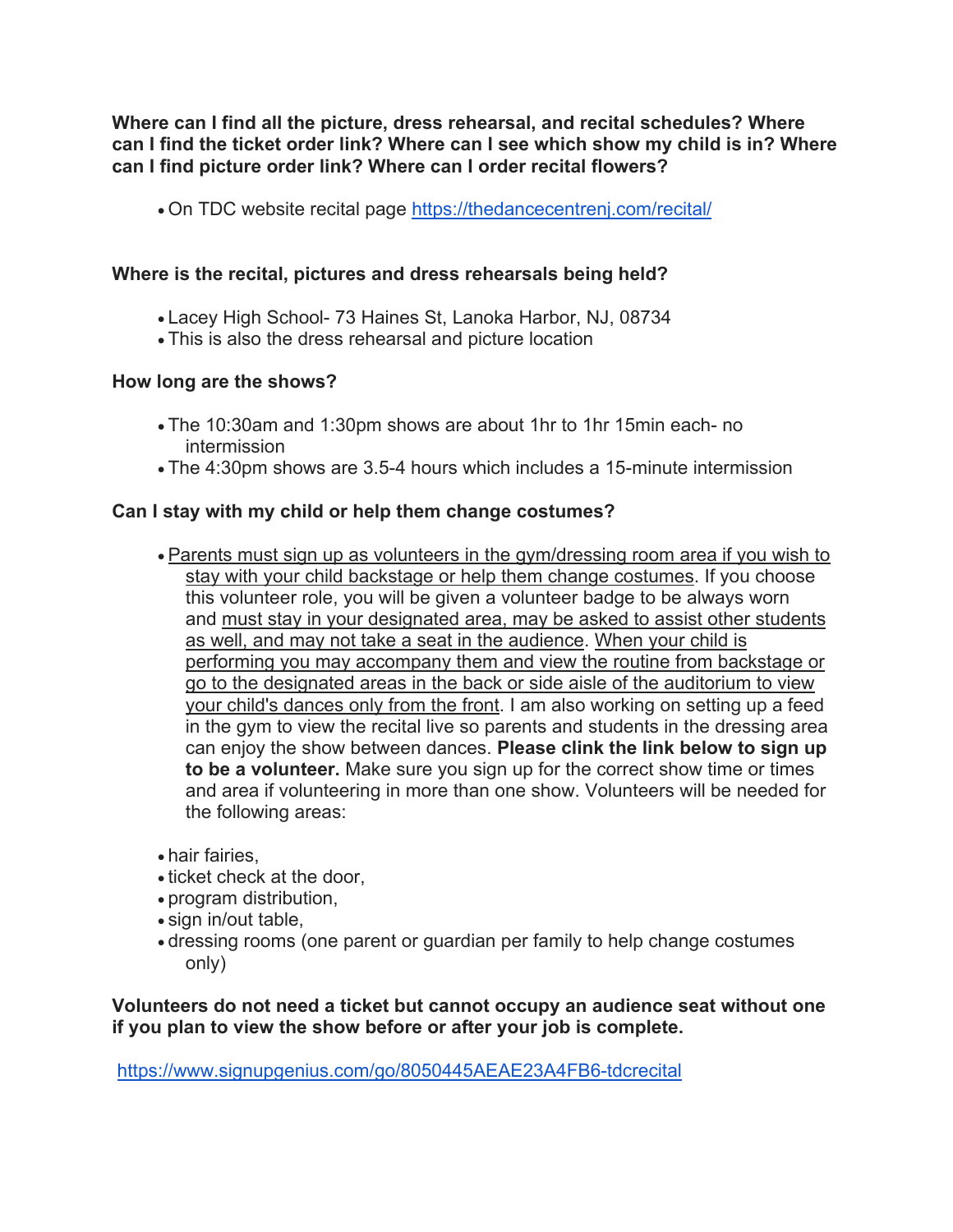**Where can I find all the picture, dress rehearsal, and recital schedules? Where can I find the ticket order link? Where can I see which show my child is in? Where can I find picture order link? Where can I order recital flowers?**

- On TDC website recital page https://thedancecentrenj.com/recital/

**Where is the recital, pictures and dress rehearsals being held?**

- Lacey High School- 73 Haines St, Lanoka Harbor, NJ, 08734
- This is also the dress rehearsal and picture location

**How long are the shows?**

- The 10:30am and 1:30pm shows are about 1hr to 1hr 15min each- no intermission
- The 4:30pm shows are 3.5-4 hours which includes a 15-minute intermission

**Can I stay with my child or help them change costumes?**

- Parents must sign up as volunteers in the gym/dressing room area if you wish to stay with your child backstage or help them change costumes. If you choose this volunteer role, you will be given a volunteer badge to be always worn and must stay in your designated area, may be asked to assist other students as well, and may not take a seat in the audience. When your child is performing you may accompany them and view the routine from backstage or go to the designated areas in the back or side aisle of the auditorium to view your child's dances only from the front. I am also working on setting up a feed in the gym to view the recital live so parents and students in the dressing area can enjoy the show between dances. **Please clink the link below to sign up to be a volunteer.** Make sure you sign up for the correct show time or times and area if volunteering in more than one show. Volunteers will be needed for the following areas:

- hair fairies,
- ticket check at the door,
- program distribution,
- sign in/out table,
- dressing rooms (one parent or guardian per family to help change costumes only)

**Volunteers do not need a ticket but cannot occupy an audience seat without one if you plan to view the show before or after your job is complete.**

https://www.signupgenius.com/go/8050445AEAE23A4FB6-tdcrecital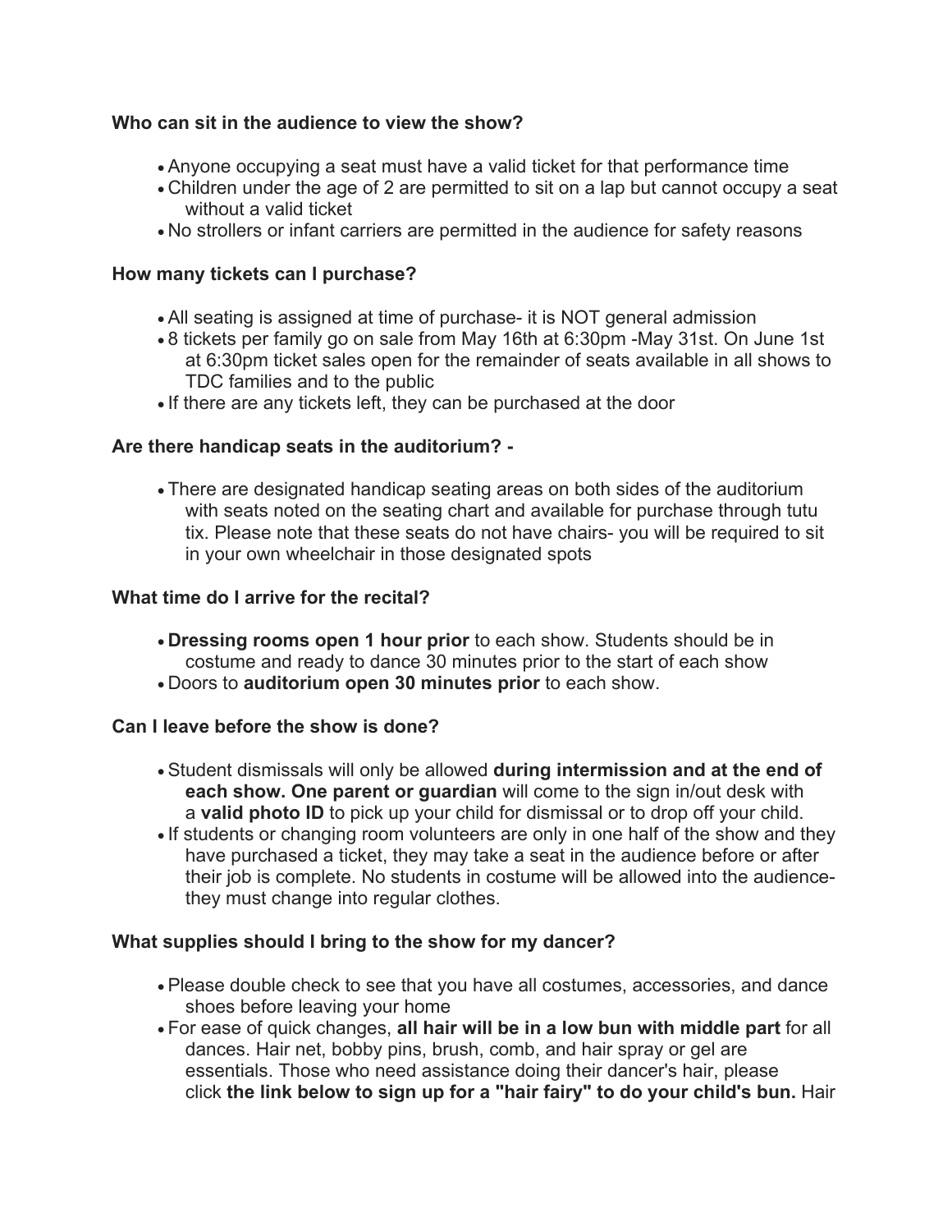**Who can sit in the audience to view the show?**

- Anyone occupying a seat must have a valid ticket for that performance time
- Children under the age of 2 are permitted to sit on a lap but cannot occupy a seat without a valid ticket
- No strollers or infant carriers are permitted in the audience for safety reasons

**How many tickets can I purchase?**

- All seating is assigned at time of purchase- it is NOT general admission
- 8 tickets per family go on sale from May 16th at 6:30pm -May 31st. On June 1st at 6:30pm ticket sales open for the remainder of seats available in all shows to TDC families and to the public
- If there are any tickets left, they can be purchased at the door

**Are there handicap seats in the auditorium? -**

- There are designated handicap seating areas on both sides of the auditorium with seats noted on the seating chart and available for purchase through tutu tix. Please note that these seats do not have chairs- you will be required to sit in your own wheelchair in those designated spots

**What time do I arrive for the recital?**

- **Dressing rooms open 1 hour prior** to each show. Students should be in costume and ready to dance 30 minutes prior to the start of each show
- Doors to **auditorium open 30 minutes prior** to each show.

**Can I leave before the show is done?**

- Student dismissals will only be allowed **during intermission and at the end of each show. One parent or guardian** will come to the sign in/out desk with a **valid photo ID** to pick up your child for dismissal or to drop off your child.
- If students or changing room volunteers are only in one half of the show and they have purchased a ticket, they may take a seat in the audience before or after their job is complete. No students in costume will be allowed into the audience- they must change into regular clothes.

**What supplies should I bring to the show for my dancer?**

- Please double check to see that you have all costumes, accessories, and dance shoes before leaving your home
- For ease of quick changes, **all hair will be in a low bun with middle part** for all dances. Hair net, bobby pins, brush, comb, and hair spray or gel are essentials. Those who need assistance doing their dancer's hair, please click **the link below to sign up for a "hair fairy" to do your child's bun.** Hair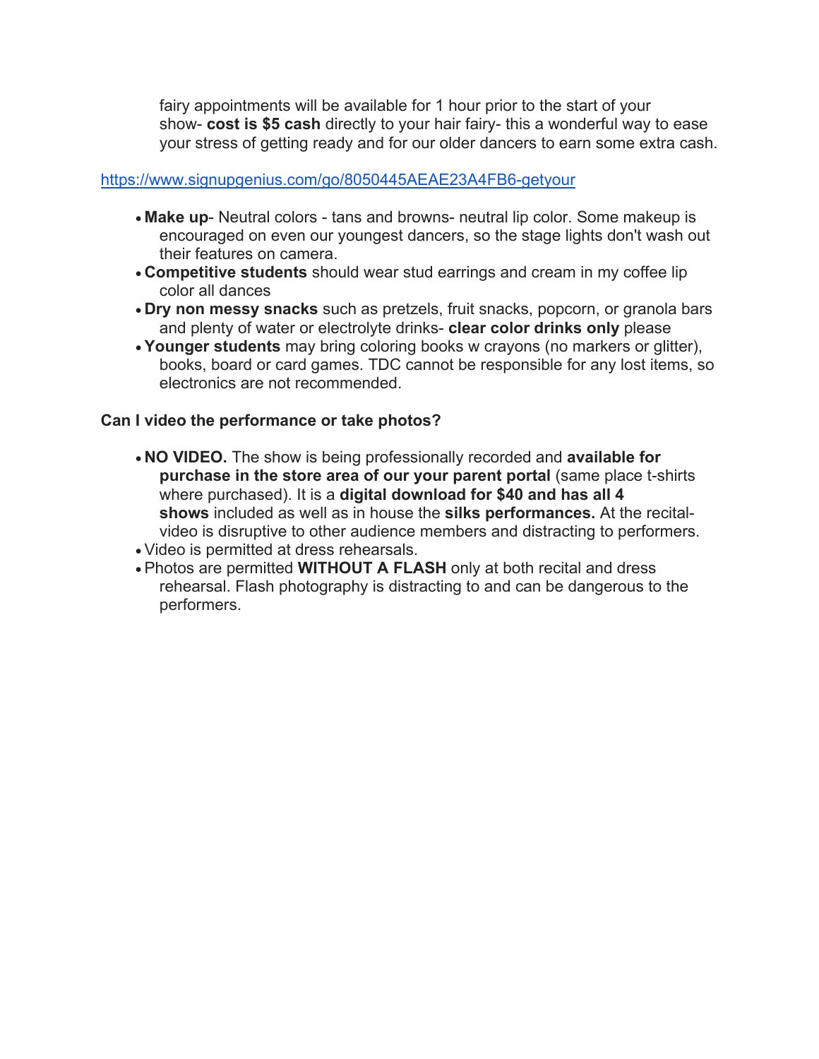fairy appointments will be available for 1 hour prior to the start of your show- **cost is $5 cash** directly to your hair fairy- this a wonderful way to ease your stress of getting ready and for our older dancers to earn some extra cash.

https://www.signupgenius.com/go/8050445AEAE23A4FB6-getyour

- **Make up**- Neutral colors - tans and browns- neutral lip color. Some makeup is encouraged on even our youngest dancers, so the stage lights don't wash out their features on camera.
- **Competitive students** should wear stud earrings and cream in my coffee lip color all dances
- **Dry non messy snacks** such as pretzels, fruit snacks, popcorn, or granola bars and plenty of water or electrolyte drinks- **clear color drinks only** please
- **Younger students** may bring coloring books w crayons (no markers or glitter), books, board or card games. TDC cannot be responsible for any lost items, so electronics are not recommended.

**Can I video the performance or take photos?**

- **NO VIDEO.** The show is being professionally recorded and **available for purchase in the store area of our your parent portal** (same place t-shirts where purchased). It is a **digital download for $40 and has all 4 shows** included as well as in house the **silks performances.** At the recital- video is disruptive to other audience members and distracting to performers.
- Video is permitted at dress rehearsals.
- Photos are permitted **WITHOUT A FLASH** only at both recital and dress rehearsal. Flash photography is distracting to and can be dangerous to the performers.